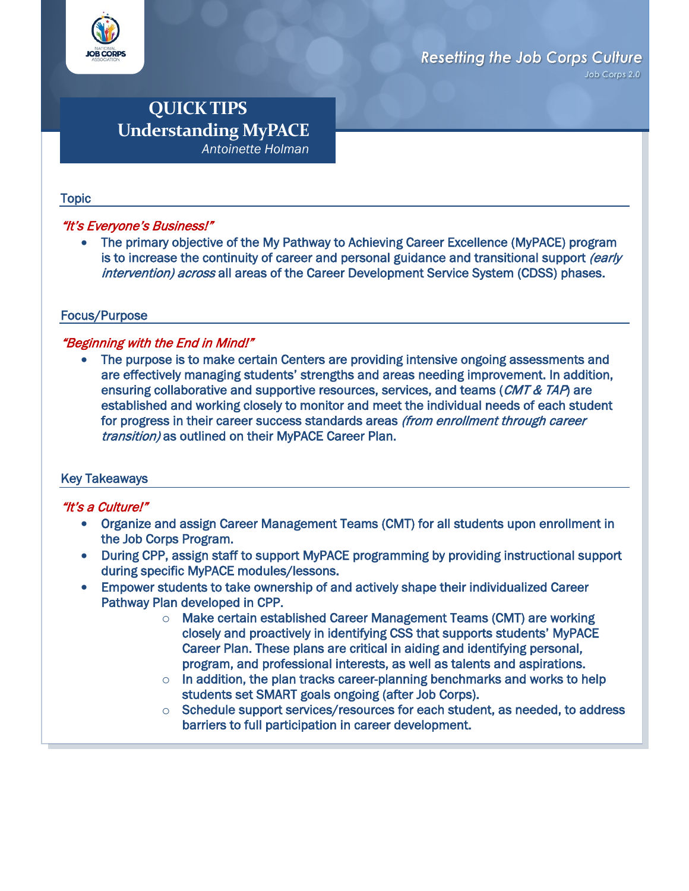Resetting the Job Corps Culture

Job Corps 2.0

# QUICK TIPS
# Understanding MyPACE

*Antoinette Holman*

## Topic

*"It's Everyone's Business!"*

- The primary objective of the My Pathway to Achieving Career Excellence (MyPACE) program is to increase the continuity of career and personal guidance and transitional support *(early intervention) across* all areas of the Career Development Service System (CDSS) phases.

## Focus/Purpose

*"Beginning with the End in Mind!"*

- The purpose is to make certain Centers are providing intensive ongoing assessments and are effectively managing students' strengths and areas needing improvement. In addition, ensuring collaborative and supportive resources, services, and teams (*CMT & TAP*) are established and working closely to monitor and meet the individual needs of each student for progress in their career success standards areas *(from enrollment through career transition)* as outlined on their MyPACE Career Plan.

## Key Takeaways

*"It's a Culture!"*

- Organize and assign Career Management Teams (CMT) for all students upon enrollment in the Job Corps Program.
- During CPP, assign staff to support MyPACE programming by providing instructional support during specific MyPACE modules/lessons.
- Empower students to take ownership of and actively shape their individualized Career Pathway Plan developed in CPP.
  - Make certain established Career Management Teams (CMT) are working closely and proactively in identifying CSS that supports students' MyPACE Career Plan. These plans are critical in aiding and identifying personal, program, and professional interests, as well as talents and aspirations.
  - In addition, the plan tracks career-planning benchmarks and works to help students set SMART goals ongoing (after Job Corps).
  - Schedule support services/resources for each student, as needed, to address barriers to full participation in career development.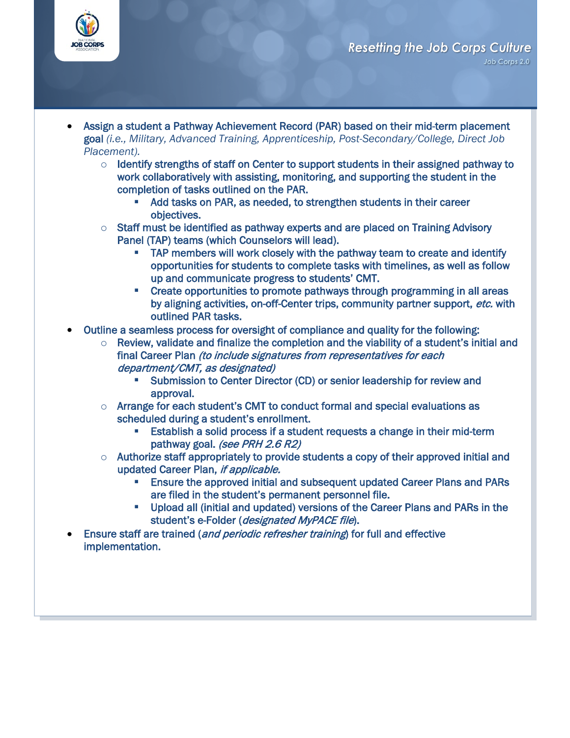- Assign a student a Pathway Achievement Record (PAR) based on their mid-term placement goal *(i.e., Military, Advanced Training, Apprenticeship, Post-Secondary/College, Direct Job Placement).*
  - Identify strengths of staff on Center to support students in their assigned pathway to work collaboratively with assisting, monitoring, and supporting the student in the completion of tasks outlined on the PAR.
    - Add tasks on PAR, as needed, to strengthen students in their career objectives.
  - Staff must be identified as pathway experts and are placed on Training Advisory Panel (TAP) teams (which Counselors will lead).
    - TAP members will work closely with the pathway team to create and identify opportunities for students to complete tasks with timelines, as well as follow up and communicate progress to students' CMT.
    - Create opportunities to promote pathways through programming in all areas by aligning activities, on-off-Center trips, community partner support, *etc.* with outlined PAR tasks.
- Outline a seamless process for oversight of compliance and quality for the following:
  - Review, validate and finalize the completion and the viability of a student's initial and final Career Plan *(to include signatures from representatives for each department/CMT, as designated)*
    - Submission to Center Director (CD) or senior leadership for review and approval.
  - Arrange for each student's CMT to conduct formal and special evaluations as scheduled during a student's enrollment.
    - Establish a solid process if a student requests a change in their mid-term pathway goal. *(see PRH 2.6 R2)*
  - Authorize staff appropriately to provide students a copy of their approved initial and updated Career Plan, *if applicable.*
    - Ensure the approved initial and subsequent updated Career Plans and PARs are filed in the student's permanent personnel file.
    - Upload all (initial and updated) versions of the Career Plans and PARs in the student's e-Folder (*designated MyPACE file*).
- Ensure staff are trained (*and periodic refresher training*) for full and effective implementation.